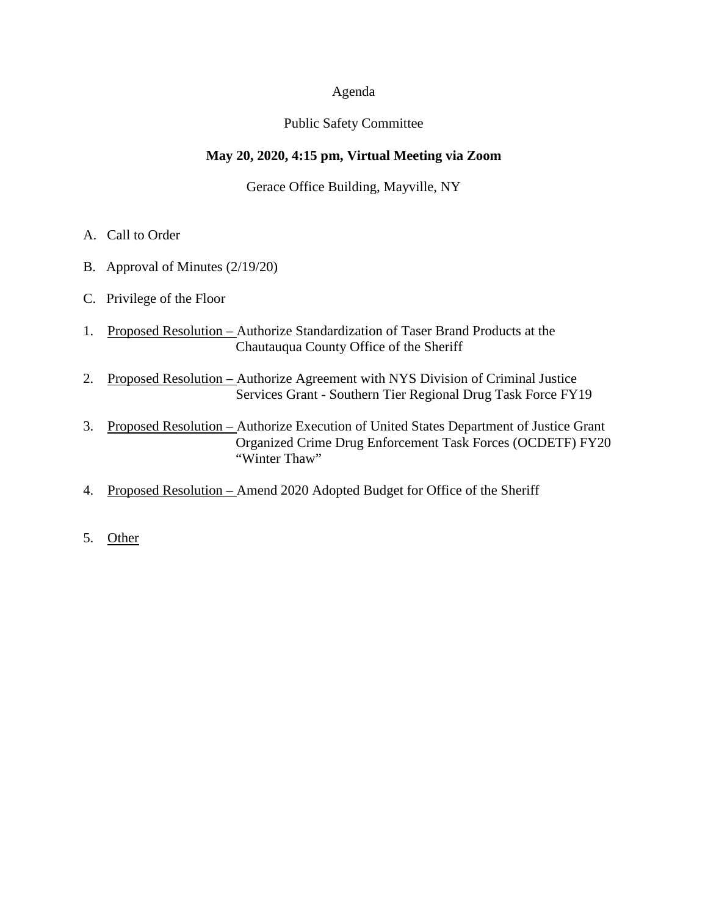Agenda

Public Safety Committee

**May 20, 2020, 4:15 pm, Virtual Meeting via Zoom**

Gerace Office Building, Mayville, NY

A. Call to Order

B. Approval of Minutes (2/19/20)

C. Privilege of the Floor

1. Proposed Resolution – Authorize Standardization of Taser Brand Products at the Chautauqua County Office of the Sheriff

2. Proposed Resolution – Authorize Agreement with NYS Division of Criminal Justice Services Grant - Southern Tier Regional Drug Task Force FY19

3. Proposed Resolution – Authorize Execution of United States Department of Justice Grant Organized Crime Drug Enforcement Task Forces (OCDETF) FY20 "Winter Thaw"

4. Proposed Resolution – Amend 2020 Adopted Budget for Office of the Sheriff

5. Other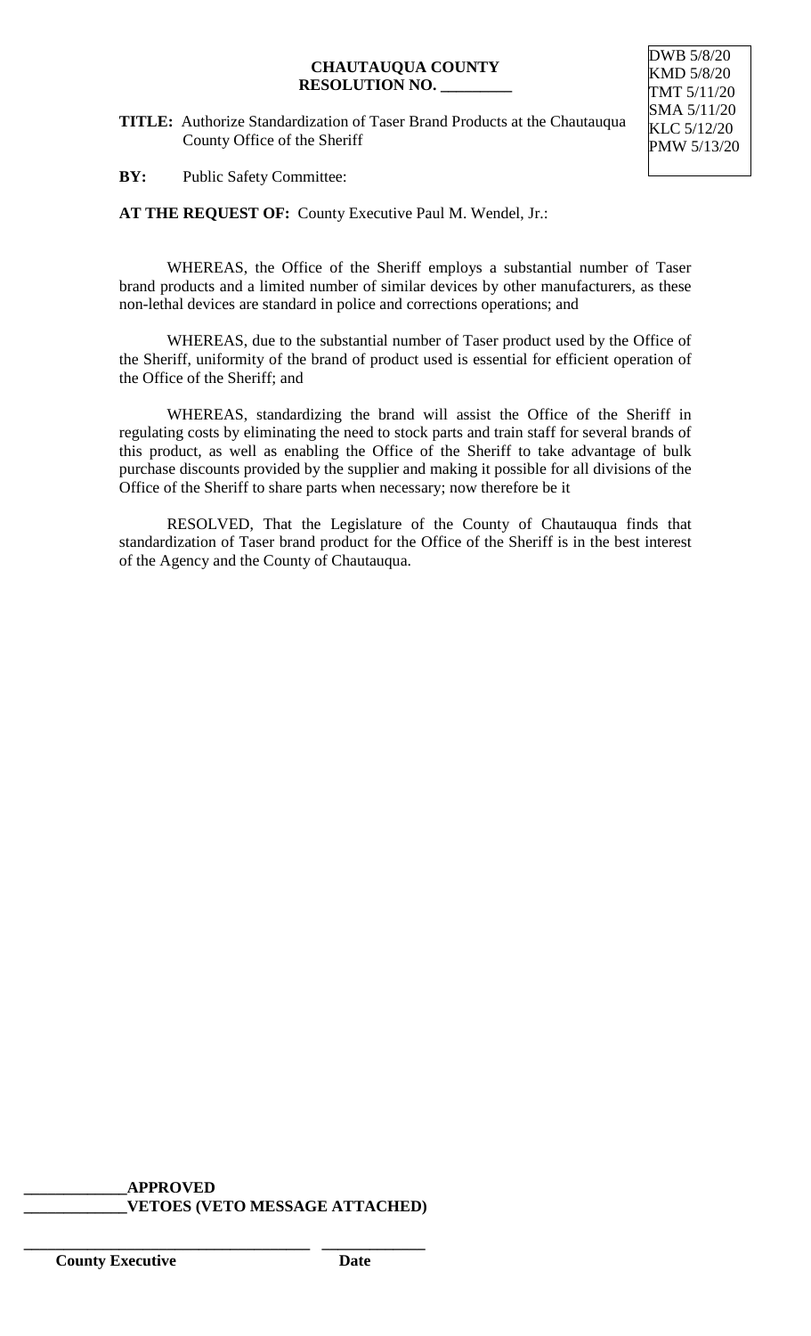**CHAUTAUQUA COUNTY**
**RESOLUTION NO. _________**

DWB 5/8/20
KMD 5/8/20
TMT 5/11/20
SMA 5/11/20
KLC 5/12/20
PMW 5/13/20

**TITLE:** Authorize Standardization of Taser Brand Products at the Chautauqua County Office of the Sheriff

**BY:** Public Safety Committee:

**AT THE REQUEST OF:** County Executive Paul M. Wendel, Jr.:

WHEREAS, the Office of the Sheriff employs a substantial number of Taser brand products and a limited number of similar devices by other manufacturers, as these non-lethal devices are standard in police and corrections operations; and

WHEREAS, due to the substantial number of Taser product used by the Office of the Sheriff, uniformity of the brand of product used is essential for efficient operation of the Office of the Sheriff; and

WHEREAS, standardizing the brand will assist the Office of the Sheriff in regulating costs by eliminating the need to stock parts and train staff for several brands of this product, as well as enabling the Office of the Sheriff to take advantage of bulk purchase discounts provided by the supplier and making it possible for all divisions of the Office of the Sheriff to share parts when necessary; now therefore be it

RESOLVED, That the Legislature of the County of Chautauqua finds that standardization of Taser brand product for the Office of the Sheriff is in the best interest of the Agency and the County of Chautauqua.

_____________**APPROVED**
_____________**VETOES (VETO MESSAGE ATTACHED)**

___________________________________ _____________
**County Executive** **Date**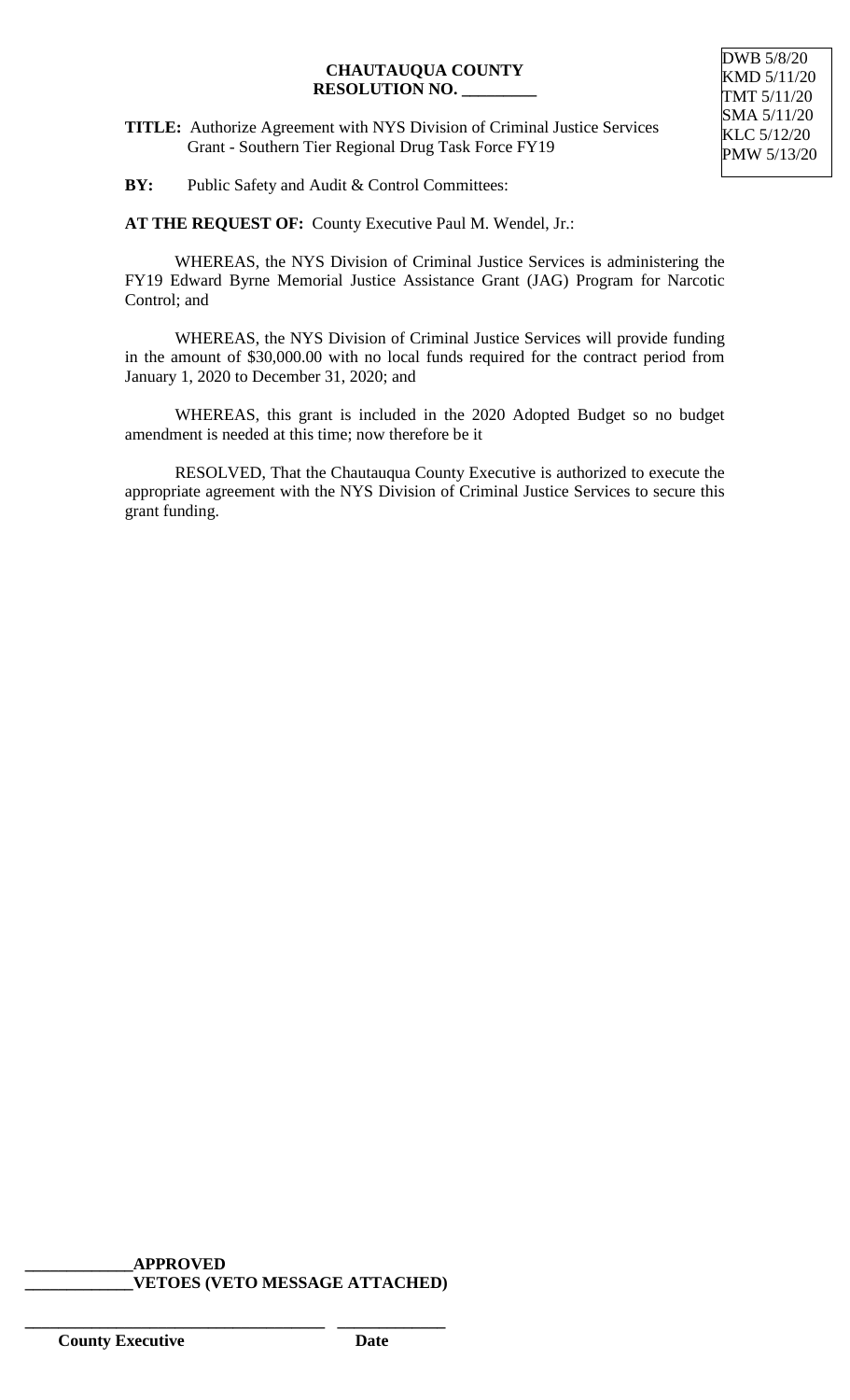DWB 5/8/20
KMD 5/11/20
TMT 5/11/20
SMA 5/11/20
KLC 5/12/20
PMW 5/13/20

**CHAUTAUQUA COUNTY**
**RESOLUTION NO. _________**

**TITLE:** Authorize Agreement with NYS Division of Criminal Justice Services Grant - Southern Tier Regional Drug Task Force FY19

**BY:** Public Safety and Audit & Control Committees:

**AT THE REQUEST OF:** County Executive Paul M. Wendel, Jr.:

WHEREAS, the NYS Division of Criminal Justice Services is administering the FY19 Edward Byrne Memorial Justice Assistance Grant (JAG) Program for Narcotic Control; and

WHEREAS, the NYS Division of Criminal Justice Services will provide funding in the amount of $30,000.00 with no local funds required for the contract period from January 1, 2020 to December 31, 2020; and

WHEREAS, this grant is included in the 2020 Adopted Budget so no budget amendment is needed at this time; now therefore be it

RESOLVED, That the Chautauqua County Executive is authorized to execute the appropriate agreement with the NYS Division of Criminal Justice Services to secure this grant funding.

**_____________APPROVED**
**_____________VETOES (VETO MESSAGE ATTACHED)**

**___________________________________ _____________**
**County Executive Date**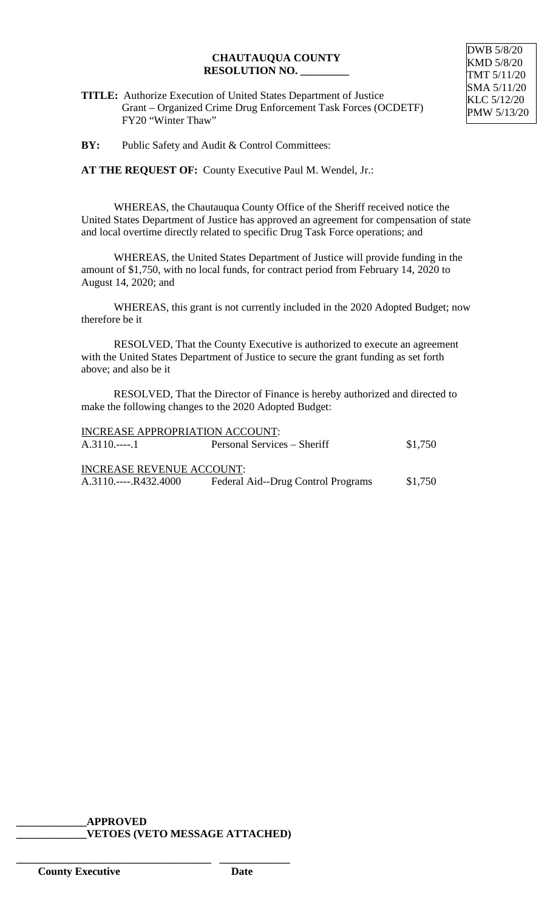DWB 5/8/20
KMD 5/8/20
TMT 5/11/20
SMA 5/11/20
KLC 5/12/20
PMW 5/13/20

**CHAUTAUQUA COUNTY**
**RESOLUTION NO. _________**

**TITLE:** Authorize Execution of United States Department of Justice Grant – Organized Crime Drug Enforcement Task Forces (OCDETF) FY20 "Winter Thaw"

**BY:** Public Safety and Audit & Control Committees:

**AT THE REQUEST OF:** County Executive Paul M. Wendel, Jr.:

WHEREAS, the Chautauqua County Office of the Sheriff received notice the United States Department of Justice has approved an agreement for compensation of state and local overtime directly related to specific Drug Task Force operations; and

WHEREAS, the United States Department of Justice will provide funding in the amount of $1,750, with no local funds, for contract period from February 14, 2020 to August 14, 2020; and

WHEREAS, this grant is not currently included in the 2020 Adopted Budget; now therefore be it

RESOLVED, That the County Executive is authorized to execute an agreement with the United States Department of Justice to secure the grant funding as set forth above; and also be it

RESOLVED, That the Director of Finance is hereby authorized and directed to make the following changes to the 2020 Adopted Budget:

INCREASE APPROPRIATION ACCOUNT:

| | | |
|---|---|---|
| A.3110.----.1 | Personal Services – Sheriff | $1,750 |

INCREASE REVENUE ACCOUNT:

| | | |
|---|---|---|
| A.3110.----.R432.4000 | Federal Aid--Drug Control Programs | $1,750 |

_____________**APPROVED**
_____________**VETOES (VETO MESSAGE ATTACHED)**

___________________________________ _____________
**County Executive** **Date**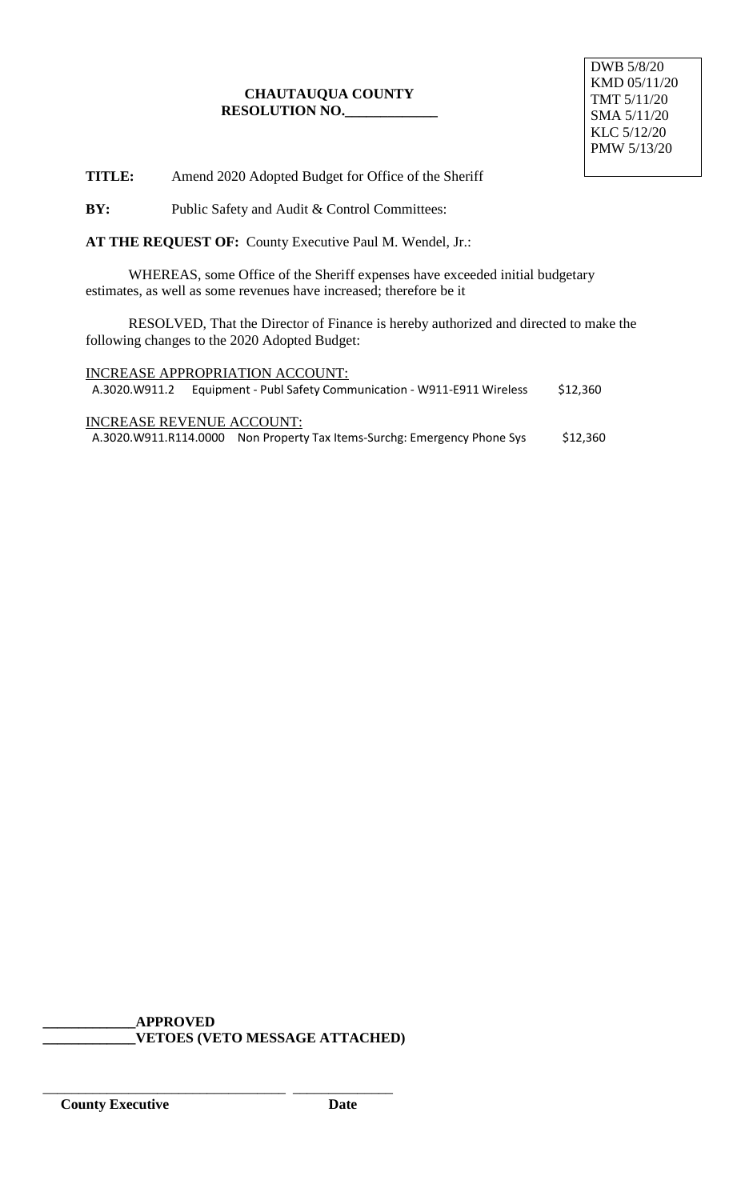DWB 5/8/20
KMD 05/11/20
TMT 5/11/20
SMA 5/11/20
KLC 5/12/20
PMW 5/13/20

**CHAUTAUQUA COUNTY**
**RESOLUTION NO.\_\_\_\_\_\_\_\_\_\_\_\_\_**

**TITLE:** Amend 2020 Adopted Budget for Office of the Sheriff

**BY:** Public Safety and Audit & Control Committees:

**AT THE REQUEST OF:** County Executive Paul M. Wendel, Jr.:

WHEREAS, some Office of the Sheriff expenses have exceeded initial budgetary estimates, as well as some revenues have increased; therefore be it

RESOLVED, That the Director of Finance is hereby authorized and directed to make the following changes to the 2020 Adopted Budget:

INCREASE APPROPRIATION ACCOUNT:

| | | |
|---|---|---|
| A.3020.W911.2 | Equipment - Publ Safety Communication - W911-E911 Wireless | $12,360 |

INCREASE REVENUE ACCOUNT:

| | | |
|---|---|---|
| A.3020.W911.R114.0000 | Non Property Tax Items-Surchg: Emergency Phone Sys | $12,360 |

\_\_\_\_\_\_\_\_\_\_\_\_\_**APPROVED**
\_\_\_\_\_\_\_\_\_\_\_\_\_**VETOES (VETO MESSAGE ATTACHED)**

\_\_\_\_\_\_\_\_\_\_\_\_\_\_\_\_\_\_\_\_\_\_\_\_\_\_\_\_\_\_\_\_\_\_ \_\_\_\_\_\_\_\_\_\_\_\_\_\_
**County Executive** **Date**